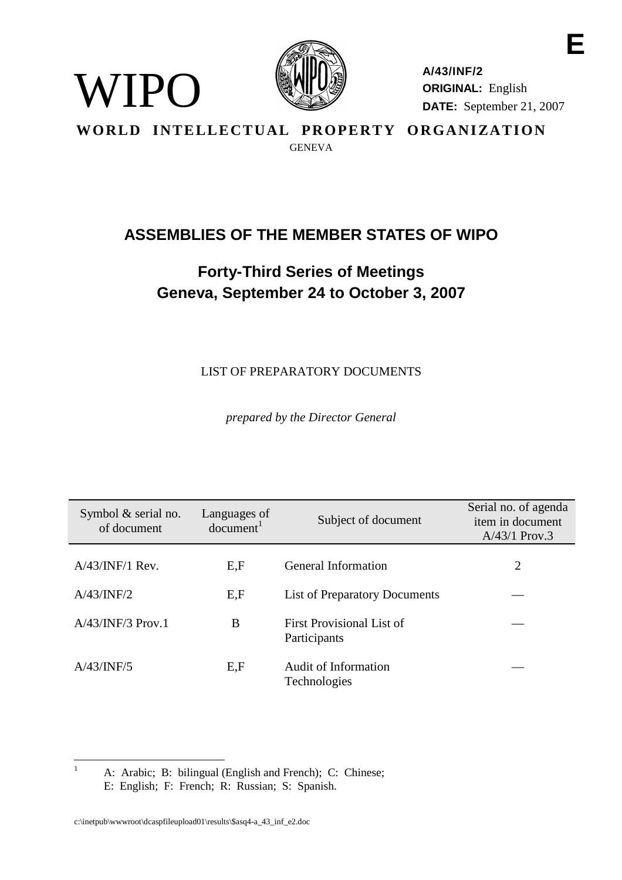E

WIPO

A/43/INF/2
ORIGINAL: English
DATE: September 21, 2007

**WORLD INTELLECTUAL PROPERTY ORGANIZATION**
GENEVA

# ASSEMBLIES OF THE MEMBER STATES OF WIPO

## Forty-Third Series of Meetings
## Geneva, September 24 to October 3, 2007

LIST OF PREPARATORY DOCUMENTS

*prepared by the Director General*

| Symbol & serial no. of document | Languages of document[1] | Subject of document | Serial no. of agenda item in document A/43/1 Prov.3 |
|---|---|---|---|
| A/43/INF/1 Rev. | E,F | General Information | 2 |
| A/43/INF/2 | E,F | List of Preparatory Documents | — |
| A/43/INF/3 Prov.1 | B | First Provisional List of Participants | — |
| A/43/INF/5 | E,F | Audit of Information Technologies | — |

[1] A: Arabic; B: bilingual (English and French); C: Chinese; E: English; F: French; R: Russian; S: Spanish.

c:\inetpub\wwwroot\dcaspfileupload01\results\$asq4-a_43_inf_e2.doc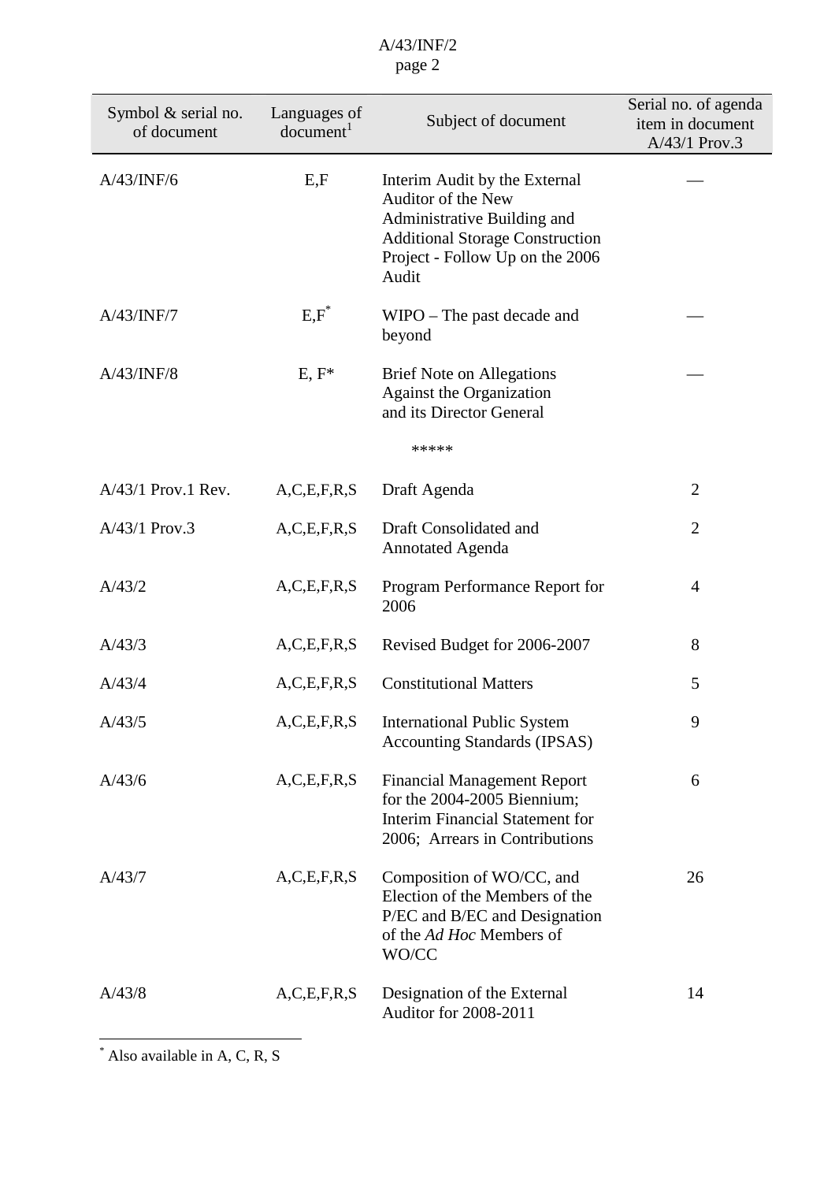| Symbol & serial no. of document | Languages of document[1] | Subject of document | Serial no. of agenda item in document A/43/1 Prov.3 |
|---|---|---|---|
| A/43/INF/6 | E,F | Interim Audit by the External Auditor of the New Administrative Building and Additional Storage Construction Project - Follow Up on the 2006 Audit | — |
| A/43/INF/7 | E,F* | WIPO – The past decade and beyond | — |
| A/43/INF/8 | E, F* | Brief Note on Allegations Against the Organization and its Director General | — |
| | | ***** | |
| A/43/1 Prov.1 Rev. | A,C,E,F,R,S | Draft Agenda | 2 |
| A/43/1 Prov.3 | A,C,E,F,R,S | Draft Consolidated and Annotated Agenda | 2 |
| A/43/2 | A,C,E,F,R,S | Program Performance Report for 2006 | 4 |
| A/43/3 | A,C,E,F,R,S | Revised Budget for 2006-2007 | 8 |
| A/43/4 | A,C,E,F,R,S | Constitutional Matters | 5 |
| A/43/5 | A,C,E,F,R,S | International Public System Accounting Standards (IPSAS) | 9 |
| A/43/6 | A,C,E,F,R,S | Financial Management Report for the 2004-2005 Biennium; Interim Financial Statement for 2006; Arrears in Contributions | 6 |
| A/43/7 | A,C,E,F,R,S | Composition of WO/CC, and Election of the Members of the P/EC and B/EC and Designation of the *Ad Hoc* Members of WO/CC | 26 |
| A/43/8 | A,C,E,F,R,S | Designation of the External Auditor for 2008-2011 | 14 |

* Also available in A, C, R, S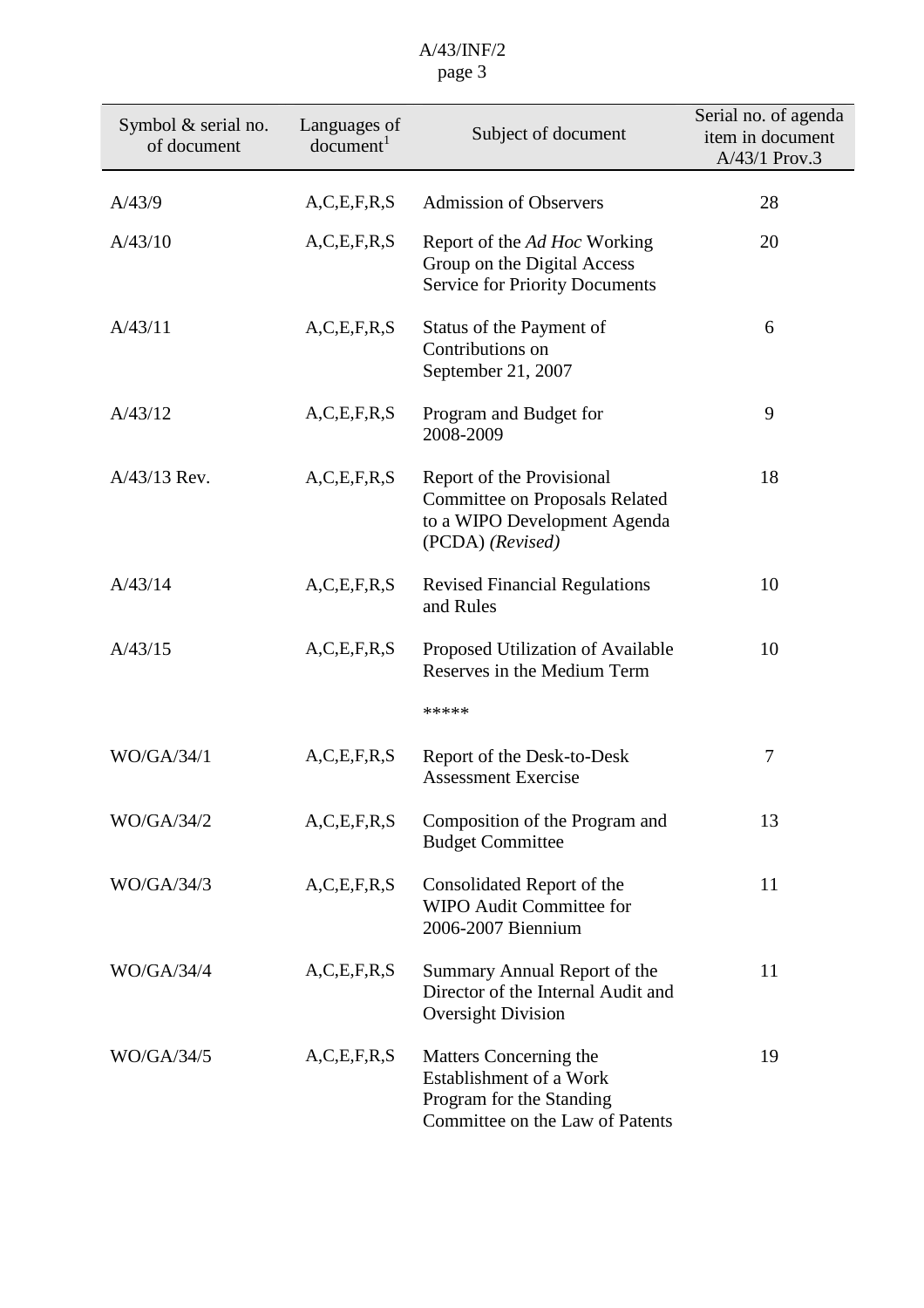| Symbol & serial no. of document | Languages of document[1] | Subject of document | Serial no. of agenda item in document A/43/1 Prov.3 |
|---|---|---|---|
| A/43/9 | A,C,E,F,R,S | Admission of Observers | 28 |
| A/43/10 | A,C,E,F,R,S | Report of the *Ad Hoc* Working Group on the Digital Access Service for Priority Documents | 20 |
| A/43/11 | A,C,E,F,R,S | Status of the Payment of Contributions on September 21, 2007 | 6 |
| A/43/12 | A,C,E,F,R,S | Program and Budget for 2008-2009 | 9 |
| A/43/13 Rev. | A,C,E,F,R,S | Report of the Provisional Committee on Proposals Related to a WIPO Development Agenda (PCDA) *(Revised)* | 18 |
| A/43/14 | A,C,E,F,R,S | Revised Financial Regulations and Rules | 10 |
| A/43/15 | A,C,E,F,R,S | Proposed Utilization of Available Reserves in the Medium Term | 10 |
| | | ***** | |
| WO/GA/34/1 | A,C,E,F,R,S | Report of the Desk-to-Desk Assessment Exercise | 7 |
| WO/GA/34/2 | A,C,E,F,R,S | Composition of the Program and Budget Committee | 13 |
| WO/GA/34/3 | A,C,E,F,R,S | Consolidated Report of the WIPO Audit Committee for 2006-2007 Biennium | 11 |
| WO/GA/34/4 | A,C,E,F,R,S | Summary Annual Report of the Director of the Internal Audit and Oversight Division | 11 |
| WO/GA/34/5 | A,C,E,F,R,S | Matters Concerning the Establishment of a Work Program for the Standing Committee on the Law of Patents | 19 |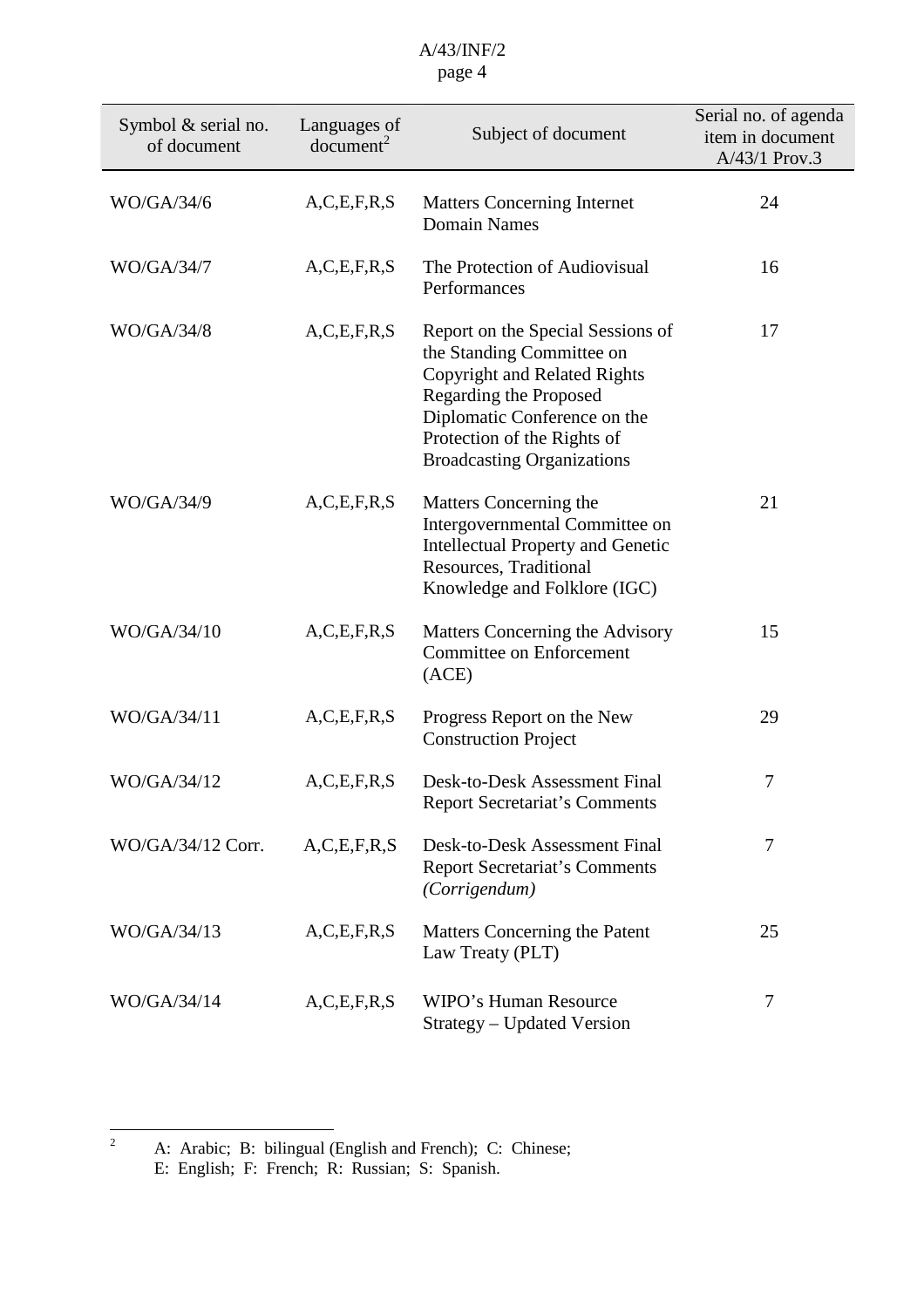| Symbol & serial no. of document | Languages of document[2] | Subject of document | Serial no. of agenda item in document A/43/1 Prov.3 |
|---|---|---|---|
| WO/GA/34/6 | A,C,E,F,R,S | Matters Concerning Internet Domain Names | 24 |
| WO/GA/34/7 | A,C,E,F,R,S | The Protection of Audiovisual Performances | 16 |
| WO/GA/34/8 | A,C,E,F,R,S | Report on the Special Sessions of the Standing Committee on Copyright and Related Rights Regarding the Proposed Diplomatic Conference on the Protection of the Rights of Broadcasting Organizations | 17 |
| WO/GA/34/9 | A,C,E,F,R,S | Matters Concerning the Intergovernmental Committee on Intellectual Property and Genetic Resources, Traditional Knowledge and Folklore (IGC) | 21 |
| WO/GA/34/10 | A,C,E,F,R,S | Matters Concerning the Advisory Committee on Enforcement (ACE) | 15 |
| WO/GA/34/11 | A,C,E,F,R,S | Progress Report on the New Construction Project | 29 |
| WO/GA/34/12 | A,C,E,F,R,S | Desk-to-Desk Assessment Final Report Secretariat's Comments | 7 |
| WO/GA/34/12 Corr. | A,C,E,F,R,S | Desk-to-Desk Assessment Final Report Secretariat's Comments *(Corrigendum)* | 7 |
| WO/GA/34/13 | A,C,E,F,R,S | Matters Concerning the Patent Law Treaty (PLT) | 25 |
| WO/GA/34/14 | A,C,E,F,R,S | WIPO's Human Resource Strategy – Updated Version | 7 |

[2] A: Arabic; B: bilingual (English and French); C: Chinese; E: English; F: French; R: Russian; S: Spanish.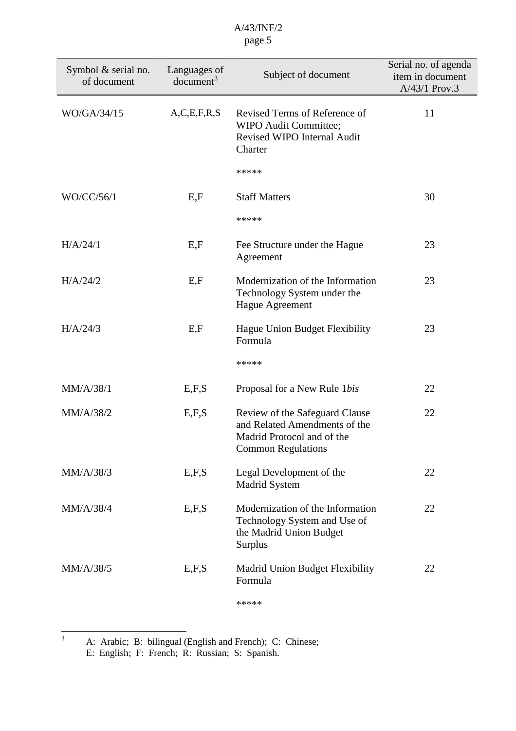| Symbol & serial no. of document | Languages of document[3] | Subject of document | Serial no. of agenda item in document A/43/1 Prov.3 |
|---|---|---|---|
| WO/GA/34/15 | A,C,E,F,R,S | Revised Terms of Reference of WIPO Audit Committee; Revised WIPO Internal Audit Charter | 11 |
| | | ***** | |
| WO/CC/56/1 | E,F | Staff Matters | 30 |
| | | ***** | |
| H/A/24/1 | E,F | Fee Structure under the Hague Agreement | 23 |
| H/A/24/2 | E,F | Modernization of the Information Technology System under the Hague Agreement | 23 |
| H/A/24/3 | E,F | Hague Union Budget Flexibility Formula | 23 |
| | | ***** | |
| MM/A/38/1 | E,F,S | Proposal for a New Rule 1*bis* | 22 |
| MM/A/38/2 | E,F,S | Review of the Safeguard Clause and Related Amendments of the Madrid Protocol and of the Common Regulations | 22 |
| MM/A/38/3 | E,F,S | Legal Development of the Madrid System | 22 |
| MM/A/38/4 | E,F,S | Modernization of the Information Technology System and Use of the Madrid Union Budget Surplus | 22 |
| MM/A/38/5 | E,F,S | Madrid Union Budget Flexibility Formula | 22 |
| | | ***** | |

[3] A: Arabic; B: bilingual (English and French); C: Chinese; E: English; F: French; R: Russian; S: Spanish.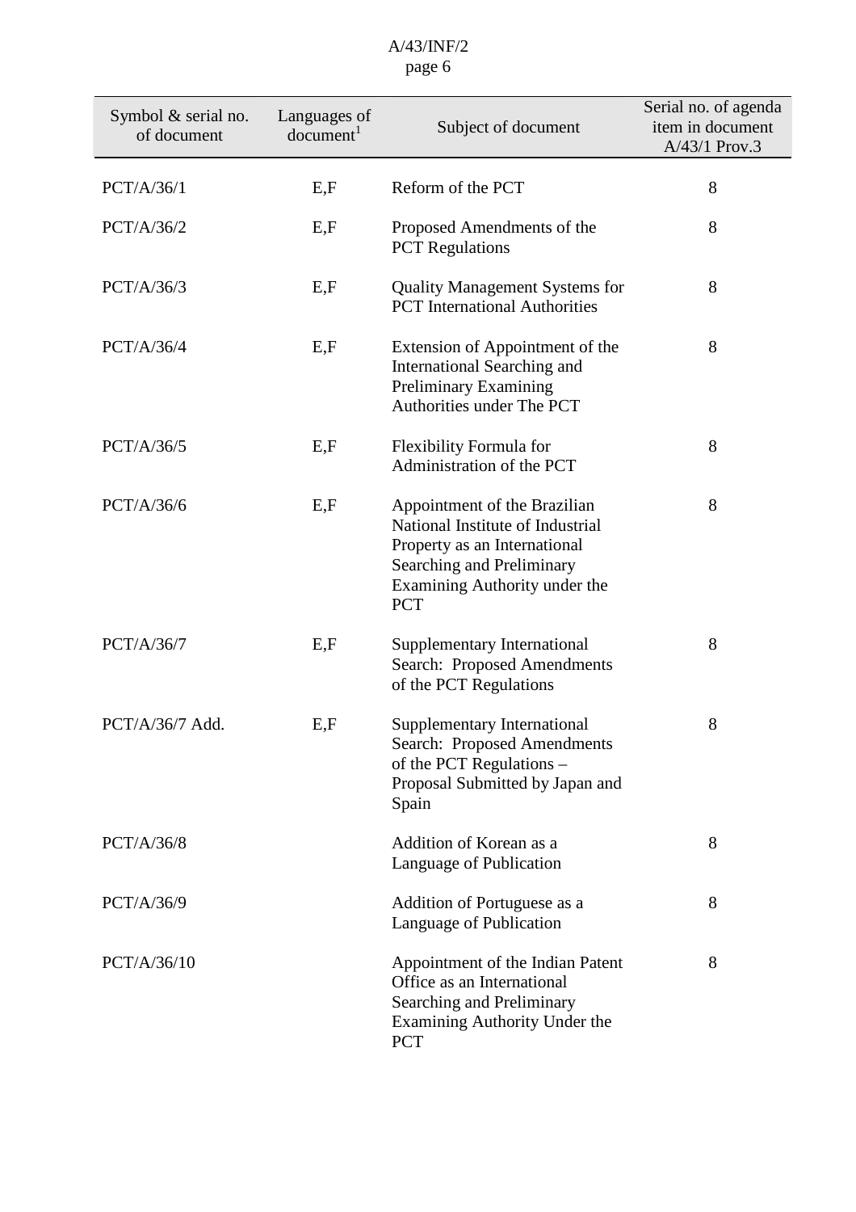| Symbol & serial no. of document | Languages of document[1] | Subject of document | Serial no. of agenda item in document A/43/1 Prov.3 |
|---|---|---|---|
| PCT/A/36/1 | E,F | Reform of the PCT | 8 |
| PCT/A/36/2 | E,F | Proposed Amendments of the PCT Regulations | 8 |
| PCT/A/36/3 | E,F | Quality Management Systems for PCT International Authorities | 8 |
| PCT/A/36/4 | E,F | Extension of Appointment of the International Searching and Preliminary Examining Authorities under The PCT | 8 |
| PCT/A/36/5 | E,F | Flexibility Formula for Administration of the PCT | 8 |
| PCT/A/36/6 | E,F | Appointment of the Brazilian National Institute of Industrial Property as an International Searching and Preliminary Examining Authority under the PCT | 8 |
| PCT/A/36/7 | E,F | Supplementary International Search: Proposed Amendments of the PCT Regulations | 8 |
| PCT/A/36/7 Add. | E,F | Supplementary International Search: Proposed Amendments of the PCT Regulations – Proposal Submitted by Japan and Spain | 8 |
| PCT/A/36/8 | | Addition of Korean as a Language of Publication | 8 |
| PCT/A/36/9 | | Addition of Portuguese as a Language of Publication | 8 |
| PCT/A/36/10 | | Appointment of the Indian Patent Office as an International Searching and Preliminary Examining Authority Under the PCT | 8 |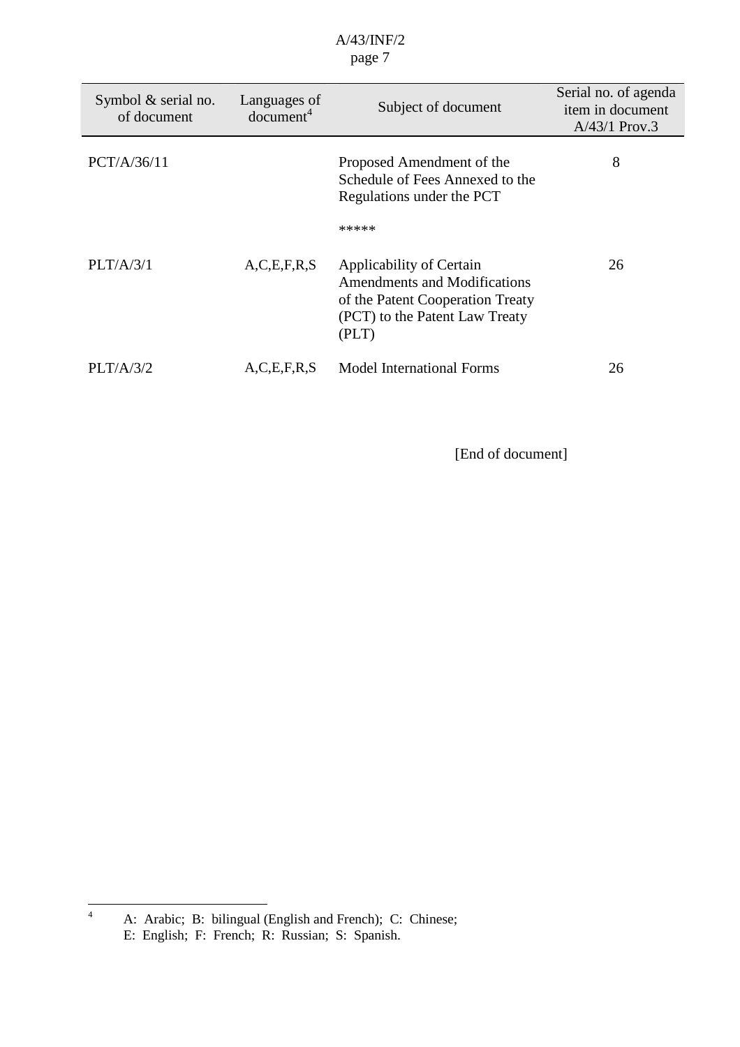| Symbol & serial no. of document | Languages of document[4] | Subject of document | Serial no. of agenda item in document A/43/1 Prov.3 |
|---|---|---|---|
| PCT/A/36/11 | | Proposed Amendment of the Schedule of Fees Annexed to the Regulations under the PCT | 8 |
| | | ***** | |
| PLT/A/3/1 | A,C,E,F,R,S | Applicability of Certain Amendments and Modifications of the Patent Cooperation Treaty (PCT) to the Patent Law Treaty (PLT) | 26 |
| PLT/A/3/2 | A,C,E,F,R,S | Model International Forms | 26 |

[End of document]

[4] A: Arabic; B: bilingual (English and French); C: Chinese; E: English; F: French; R: Russian; S: Spanish.